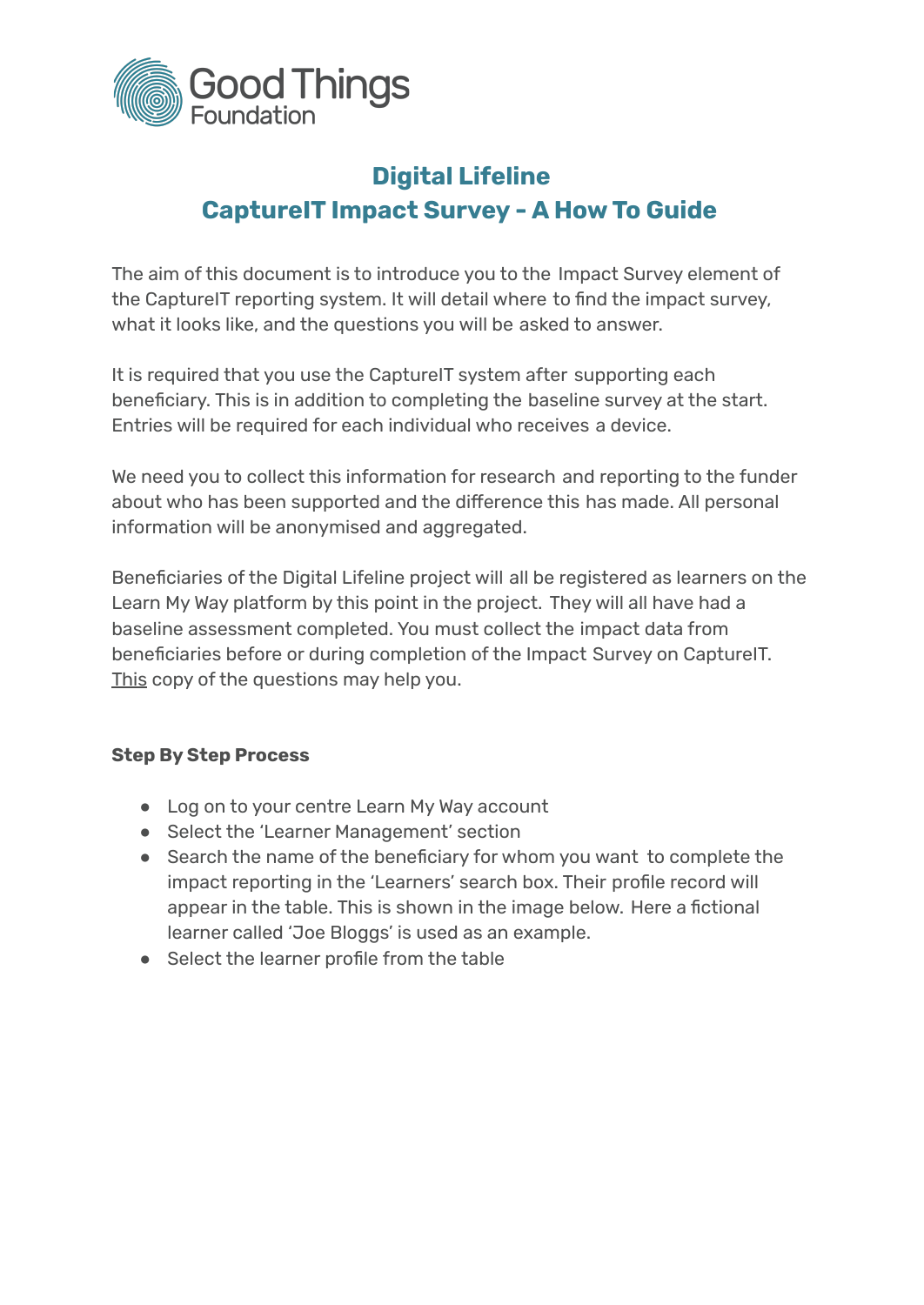# Digital Lifeline
# CaptureIT Impact Survey - A How To Guide

The aim of this document is to introduce you to the Impact Survey element of the CaptureIT reporting system. It will detail where to find the impact survey, what it looks like, and the questions you will be asked to answer.

It is required that you use the CaptureIT system after supporting each beneficiary. This is in addition to completing the baseline survey at the start. Entries will be required for each individual who receives a device.

We need you to collect this information for research and reporting to the funder about who has been supported and the difference this has made. All personal information will be anonymised and aggregated.

Beneficiaries of the Digital Lifeline project will all be registered as learners on the Learn My Way platform by this point in the project. They will all have had a baseline assessment completed. You must collect the impact data from beneficiaries before or during completion of the Impact Survey on CaptureIT. This copy of the questions may help you.

**Step By Step Process**

- Log on to your centre Learn My Way account
- Select the 'Learner Management' section
- Search the name of the beneficiary for whom you want to complete the impact reporting in the 'Learners' search box. Their profile record will appear in the table. This is shown in the image below. Here a fictional learner called 'Joe Bloggs' is used as an example.
- Select the learner profile from the table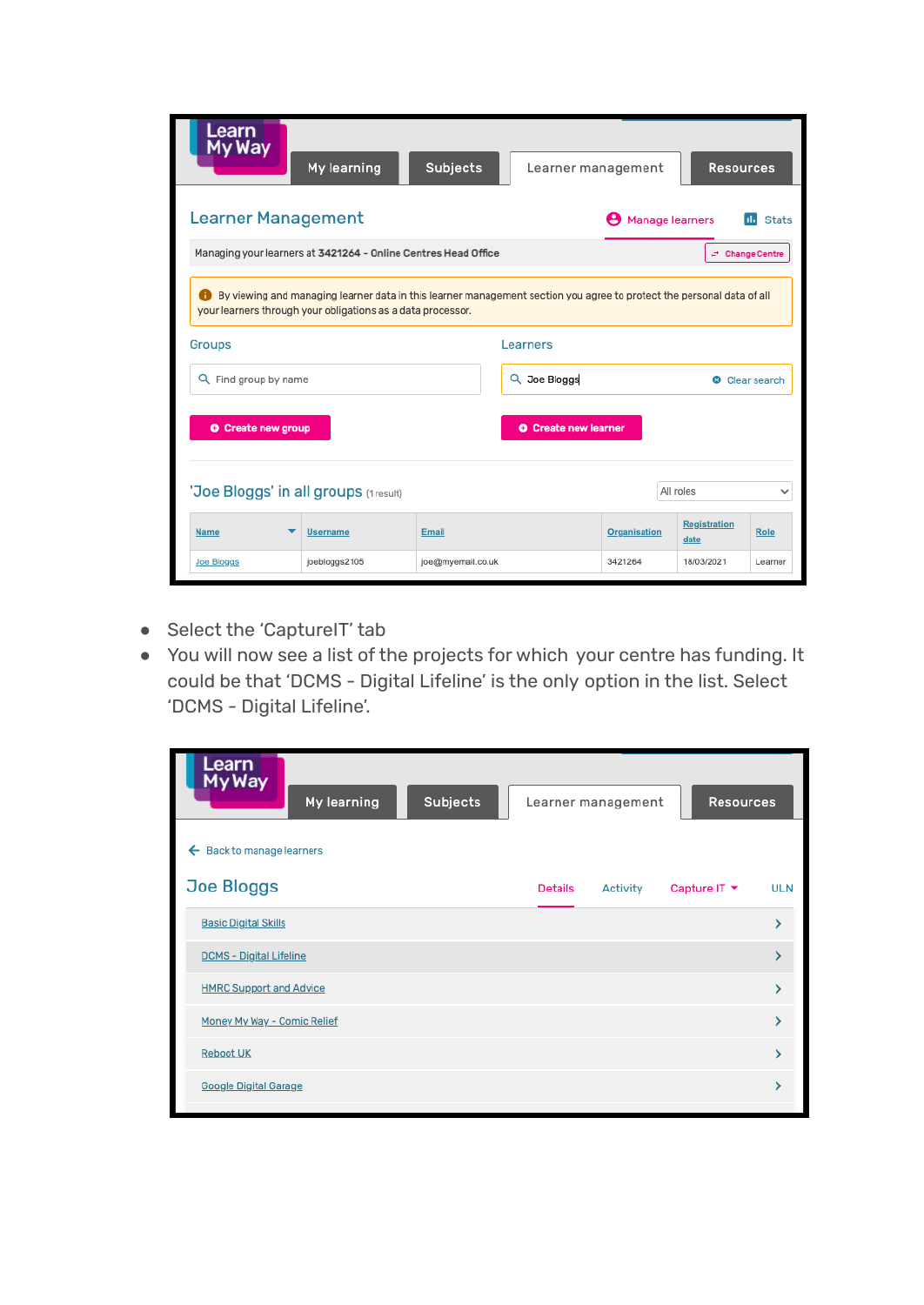- Select the 'CaptureIT' tab
- You will now see a list of the projects for which your centre has funding. It could be that 'DCMS - Digital Lifeline' is the only option in the list. Select 'DCMS - Digital Lifeline'.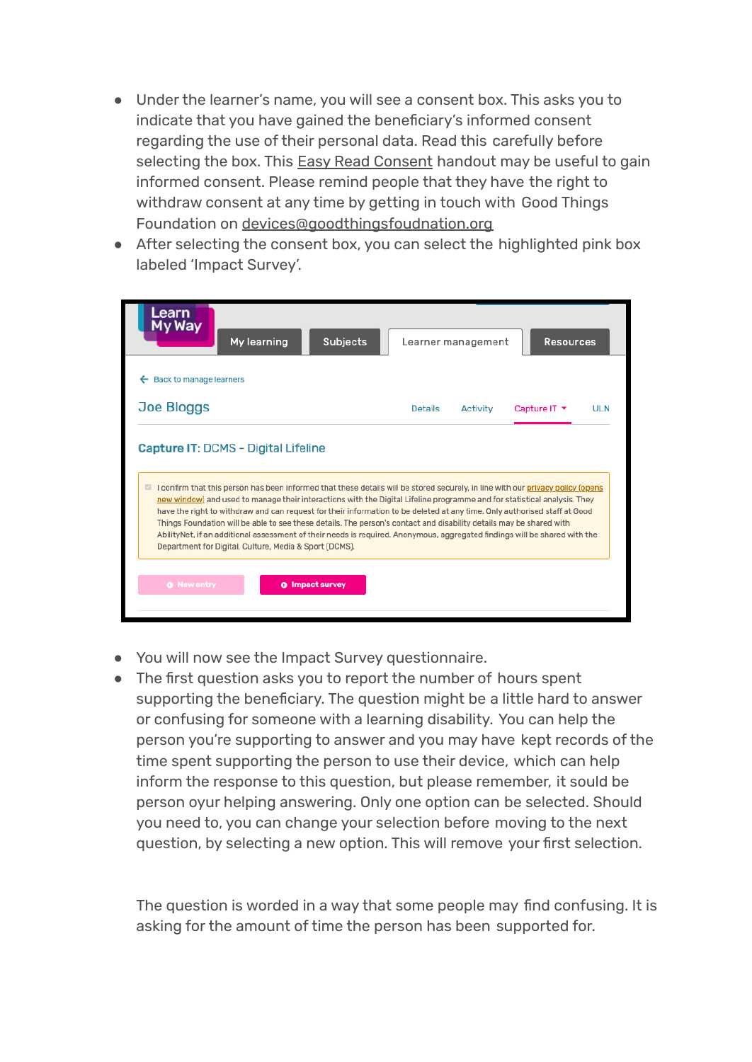- Under the learner's name, you will see a consent box. This asks you to indicate that you have gained the beneficiary's informed consent regarding the use of their personal data. Read this carefully before selecting the box. This Easy Read Consent handout may be useful to gain informed consent. Please remind people that they have the right to withdraw consent at any time by getting in touch with Good Things Foundation on devices@goodthingsfoudnation.org
- After selecting the consent box, you can select the highlighted pink box labeled 'Impact Survey'.

Learn My Way

My learning | Subjects | Learner management | Resources

← Back to manage learners

Joe Bloggs — Details | Activity | Capture IT ▾ | ULN

**Capture IT**: DCMS - Digital Lifeline

I confirm that this person has been informed that these details will be stored securely, in line with our privacy policy (opens new window) and used to manage their interactions with the Digital Lifeline programme and for statistical analysis. They have the right to withdraw and can request for their information to be deleted at any time. Only authorised staff at Good Things Foundation will be able to see these details. The person's contact and disability details may be shared with AbilityNet, if an additional assessment of their needs is required. Anonymous, aggregated findings will be shared with the Department for Digital, Culture, Media & Sport (DCMS).

New entry | Impact survey

- You will now see the Impact Survey questionnaire.
- The first question asks you to report the number of hours spent supporting the beneficiary. The question might be a little hard to answer or confusing for someone with a learning disability. You can help the person you're supporting to answer and you may have kept records of the time spent supporting the person to use their device, which can help inform the response to this question, but please remember, it sould be person oyur helping answering. Only one option can be selected. Should you need to, you can change your selection before moving to the next question, by selecting a new option. This will remove your first selection.

The question is worded in a way that some people may find confusing. It is asking for the amount of time the person has been supported for.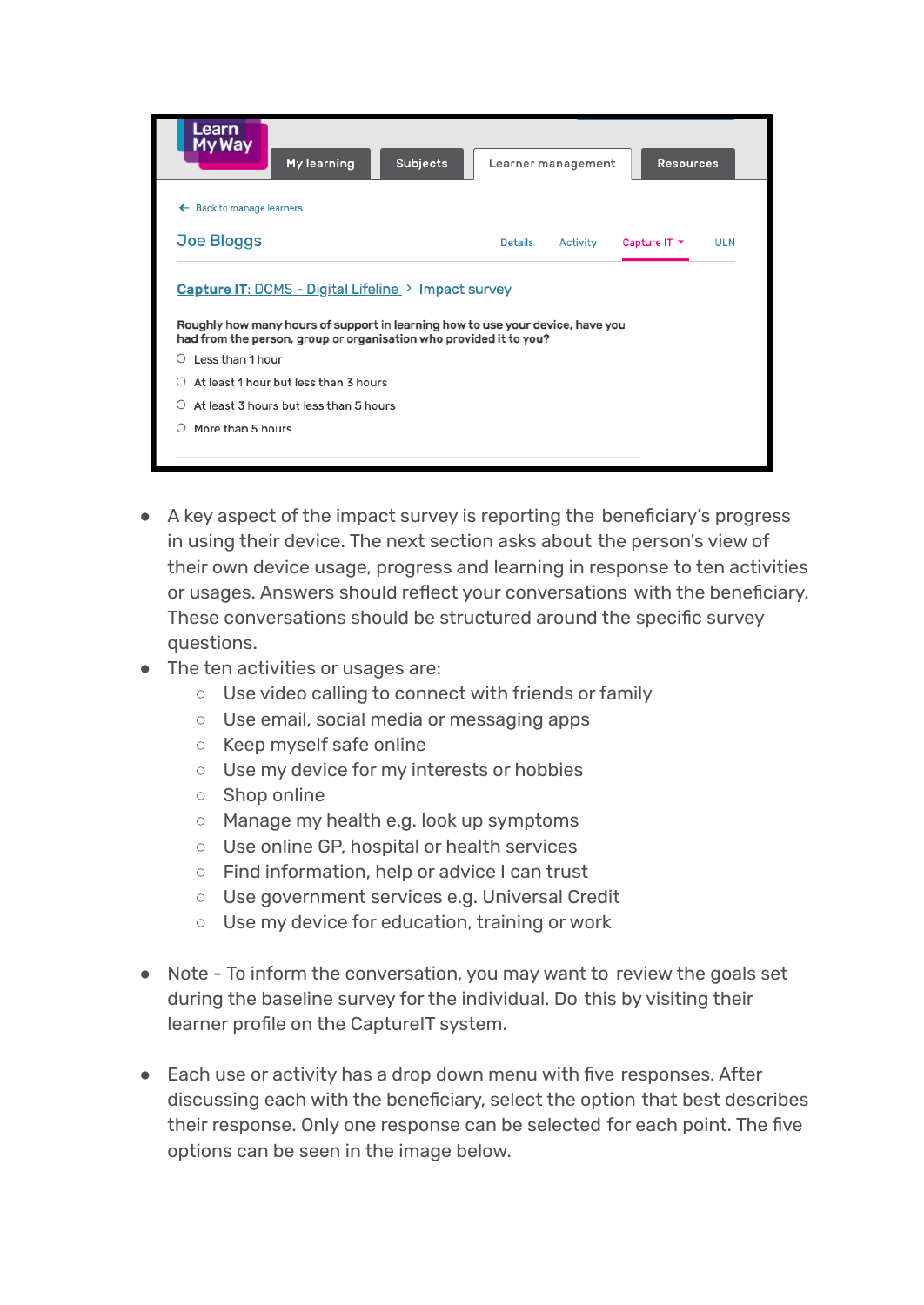Learn My Way

My learning | Subjects | Learner management | Resources

← Back to manage learners

Joe Bloggs

Details | Activity | Capture IT ▾ | ULN

Capture IT: DCMS - Digital Lifeline > Impact survey

Roughly how many hours of support in learning how to use your device, have you had from the person, group or organisation who provided it to you?

- Less than 1 hour
- At least 1 hour but less than 3 hours
- At least 3 hours but less than 5 hours
- More than 5 hours

- A key aspect of the impact survey is reporting the beneficiary's progress in using their device. The next section asks about the person's view of their own device usage, progress and learning in response to ten activities or usages. Answers should reflect your conversations with the beneficiary. These conversations should be structured around the specific survey questions.
- The ten activities or usages are:
  - Use video calling to connect with friends or family
  - Use email, social media or messaging apps
  - Keep myself safe online
  - Use my device for my interests or hobbies
  - Shop online
  - Manage my health e.g. look up symptoms
  - Use online GP, hospital or health services
  - Find information, help or advice I can trust
  - Use government services e.g. Universal Credit
  - Use my device for education, training or work

- Note - To inform the conversation, you may want to review the goals set during the baseline survey for the individual. Do this by visiting their learner profile on the CaptureIT system.

- Each use or activity has a drop down menu with five responses. After discussing each with the beneficiary, select the option that best describes their response. Only one response can be selected for each point. The five options can be seen in the image below.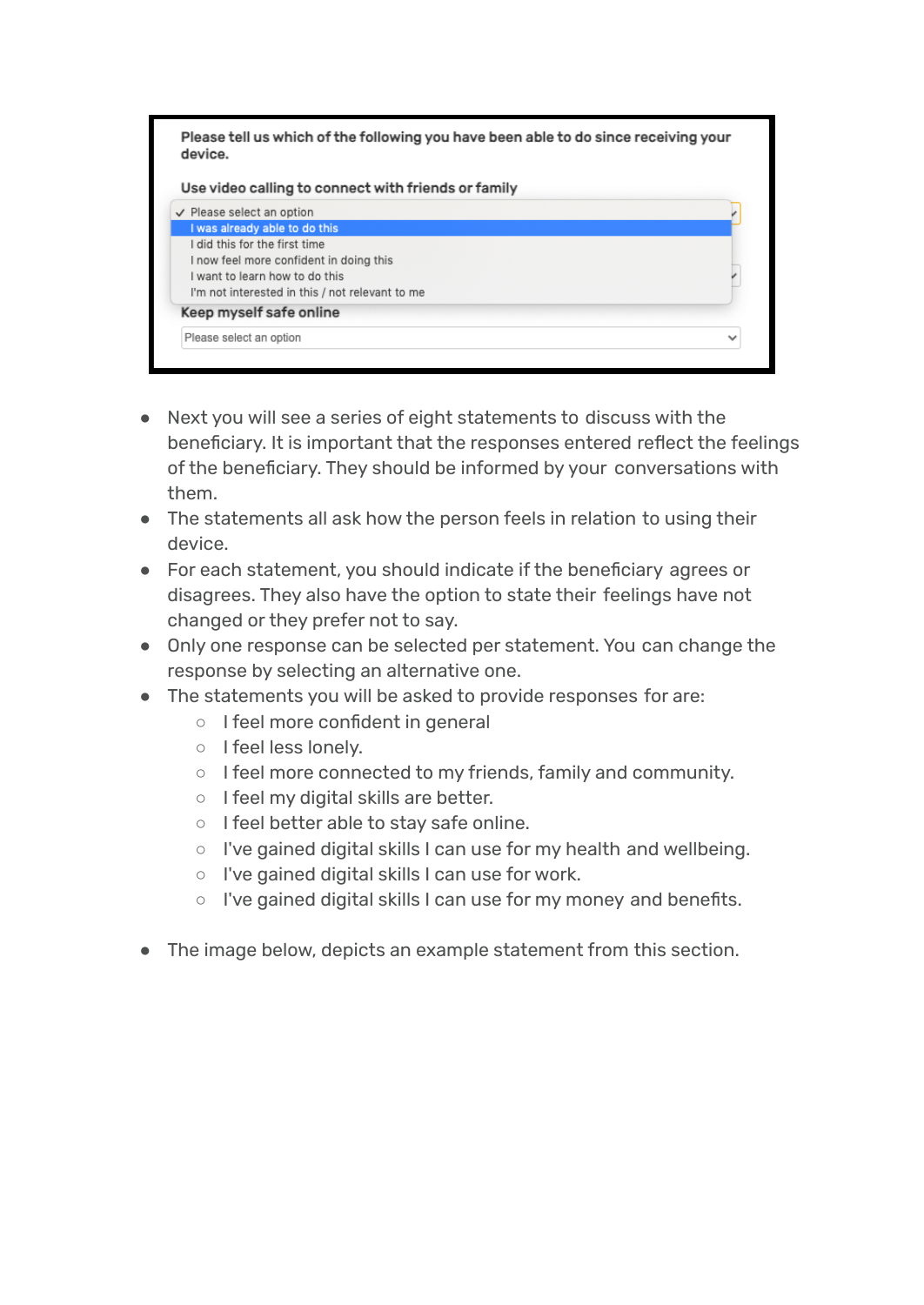Please tell us which of the following you have been able to do since receiving your device.

Use video calling to connect with friends or family

- ✓ Please select an option
- I was already able to do this
- I did this for the first time
- I now feel more confident in doing this
- I want to learn how to do this
- I'm not interested in this / not relevant to me

Keep myself safe online

Please select an option

- Next you will see a series of eight statements to discuss with the beneficiary. It is important that the responses entered reflect the feelings of the beneficiary. They should be informed by your conversations with them.
- The statements all ask how the person feels in relation to using their device.
- For each statement, you should indicate if the beneficiary agrees or disagrees. They also have the option to state their feelings have not changed or they prefer not to say.
- Only one response can be selected per statement. You can change the response by selecting an alternative one.
- The statements you will be asked to provide responses for are:
  - I feel more confident in general
  - I feel less lonely.
  - I feel more connected to my friends, family and community.
  - I feel my digital skills are better.
  - I feel better able to stay safe online.
  - I've gained digital skills I can use for my health and wellbeing.
  - I've gained digital skills I can use for work.
  - I've gained digital skills I can use for my money and benefits.

- The image below, depicts an example statement from this section.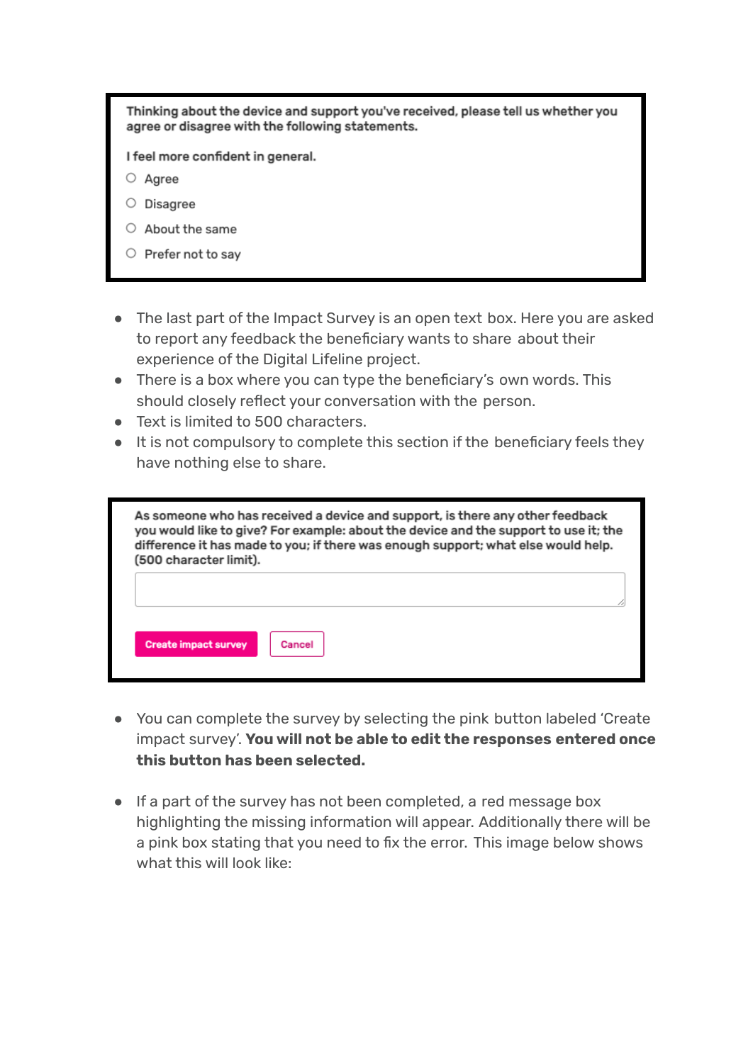Thinking about the device and support you've received, please tell us whether you agree or disagree with the following statements.

I feel more confident in general.

- Agree
- Disagree
- About the same
- Prefer not to say

- The last part of the Impact Survey is an open text box. Here you are asked to report any feedback the beneficiary wants to share about their experience of the Digital Lifeline project.
- There is a box where you can type the beneficiary's own words. This should closely reflect your conversation with the person.
- Text is limited to 500 characters.
- It is not compulsory to complete this section if the beneficiary feels they have nothing else to share.

As someone who has received a device and support, is there any other feedback you would like to give? For example: about the device and the support to use it; the difference it has made to you; if there was enough support; what else would help. (500 character limit).

Create impact survey | Cancel

- You can complete the survey by selecting the pink button labeled 'Create impact survey'. **You will not be able to edit the responses entered once this button has been selected.**

- If a part of the survey has not been completed, a red message box highlighting the missing information will appear. Additionally there will be a pink box stating that you need to fix the error. This image below shows what this will look like: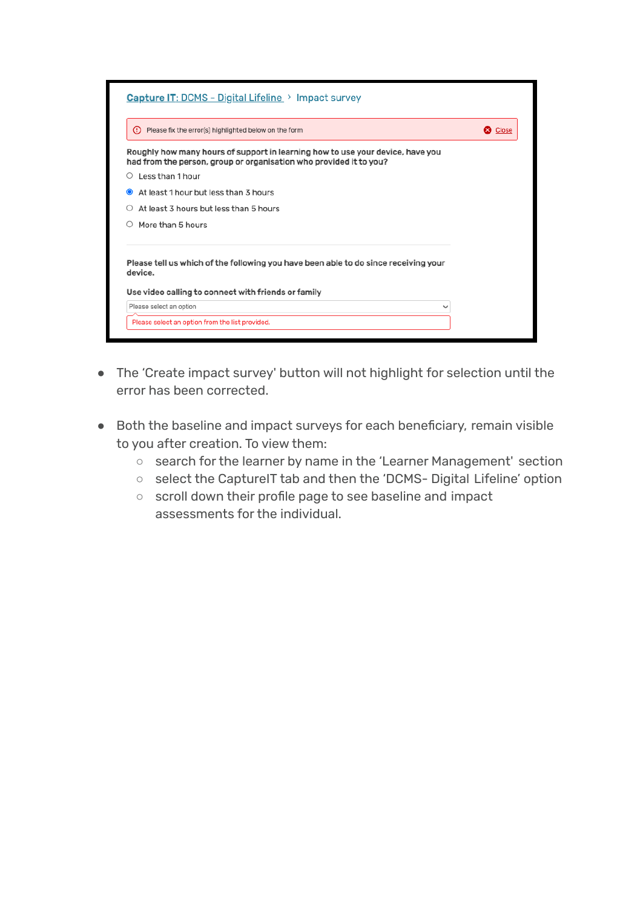Capture IT: DCMS - Digital Lifeline › Impact survey

Please fix the error(s) highlighted below on the form — Close

**Roughly how many hours of support in learning how to use your device, have you had from the person, group or organisation who provided it to you?**

- ○ Less than 1 hour
- ● At least 1 hour but less than 3 hours
- ○ At least 3 hours but less than 5 hours
- ○ More than 5 hours

**Please tell us which of the following you have been able to do since receiving your device.**

**Use video calling to connect with friends or family**

Please select an option

Please select an option from the list provided.

- The 'Create impact survey' button will not highlight for selection until the error has been corrected.

- Both the baseline and impact surveys for each beneficiary, remain visible to you after creation. To view them:
  - search for the learner by name in the 'Learner Management' section
  - select the CaptureIT tab and then the 'DCMS- Digital Lifeline' option
  - scroll down their profile page to see baseline and impact assessments for the individual.